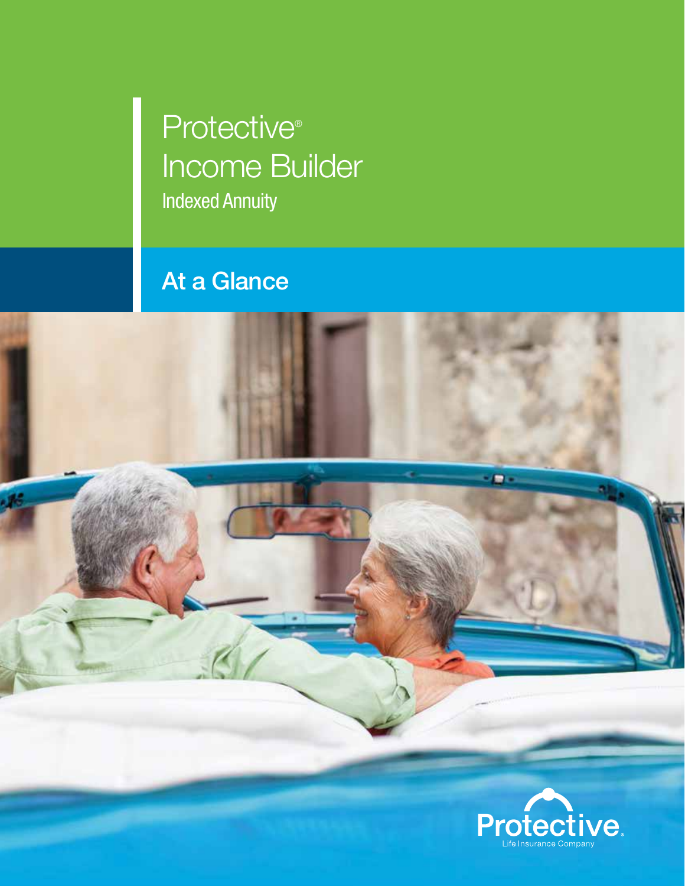# Protective® Income Builder

Indexed Annuity

## At a Glance

Protective.

Life Insurance Company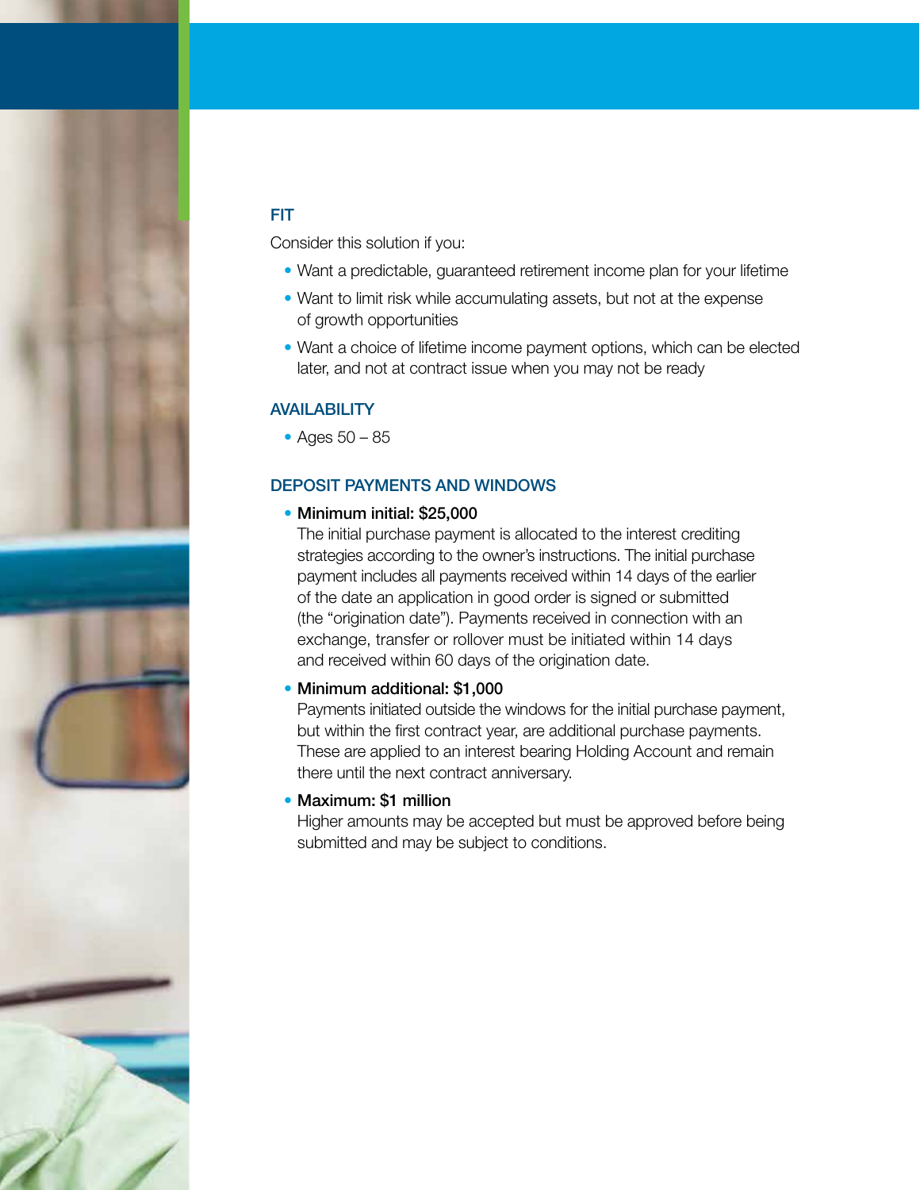## FIT

Consider this solution if you:

- Want a predictable, guaranteed retirement income plan for your lifetime
- Want to limit risk while accumulating assets, but not at the expense of growth opportunities
- Want a choice of lifetime income payment options, which can be elected later, and not at contract issue when you may not be ready

## AVAILABILITY

- Ages 50 – 85

## DEPOSIT PAYMENTS AND WINDOWS

- **Minimum initial: $25,000**
  The initial purchase payment is allocated to the interest crediting strategies according to the owner's instructions. The initial purchase payment includes all payments received within 14 days of the earlier of the date an application in good order is signed or submitted (the "origination date"). Payments received in connection with an exchange, transfer or rollover must be initiated within 14 days and received within 60 days of the origination date.
- **Minimum additional: $1,000**
  Payments initiated outside the windows for the initial purchase payment, but within the first contract year, are additional purchase payments. These are applied to an interest bearing Holding Account and remain there until the next contract anniversary.
- **Maximum: $1 million**
  Higher amounts may be accepted but must be approved before being submitted and may be subject to conditions.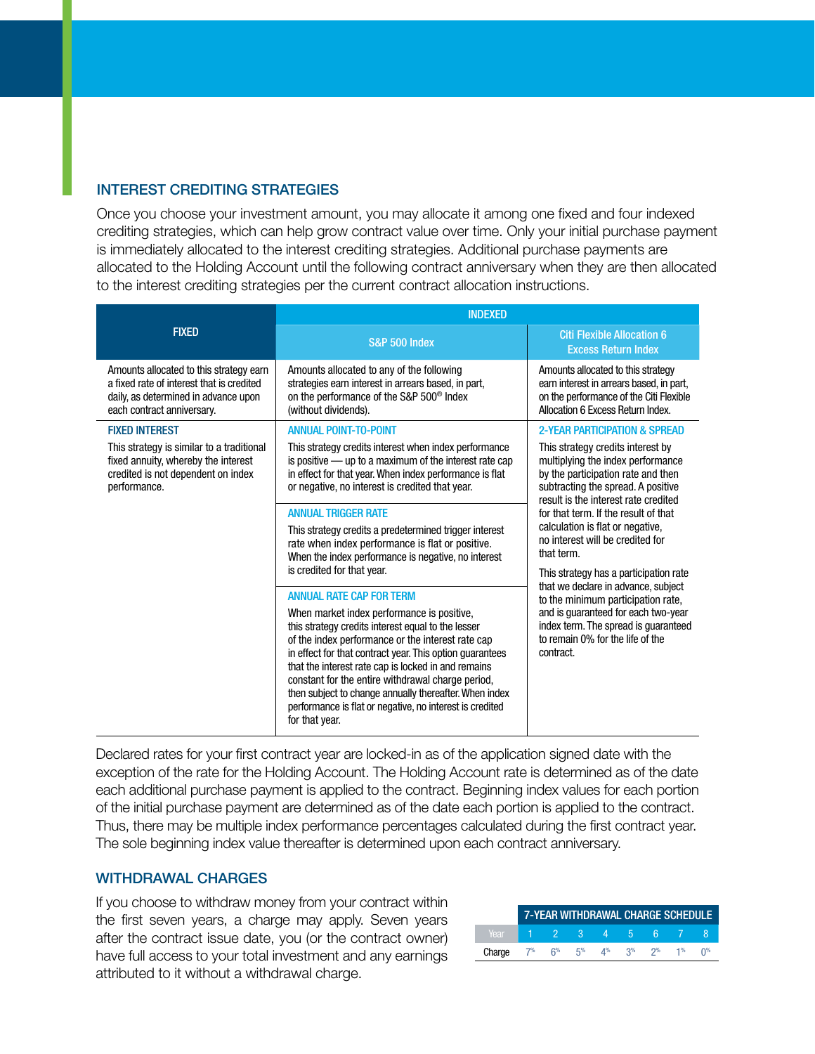## INTEREST CREDITING STRATEGIES

Once you choose your investment amount, you may allocate it among one fixed and four indexed crediting strategies, which can help grow contract value over time. Only your initial purchase payment is immediately allocated to the interest crediting strategies. Additional purchase payments are allocated to the Holding Account until the following contract anniversary when they are then allocated to the interest crediting strategies per the current contract allocation instructions.

| FIXED | INDEXED | |
|---|---|---|
| | S&P 500 Index | Citi Flexible Allocation 6 Excess Return Index |
| Amounts allocated to this strategy earn a fixed rate of interest that is credited daily, as determined in advance upon each contract anniversary. | Amounts allocated to any of the following strategies earn interest in arrears based, in part, on the performance of the S&P 500® Index (without dividends). | Amounts allocated to this strategy earn interest in arrears based, in part, on the performance of the Citi Flexible Allocation 6 Excess Return Index. |
| **FIXED INTEREST**<br>This strategy is similar to a traditional fixed annuity, whereby the interest credited is not dependent on index performance. | **ANNUAL POINT-TO-POINT**<br>This strategy credits interest when index performance is positive — up to a maximum of the interest rate cap in effect for that year. When index performance is flat or negative, no interest is credited that year.<br><br>**ANNUAL TRIGGER RATE**<br>This strategy credits a predetermined trigger interest rate when index performance is flat or positive. When the index performance is negative, no interest is credited for that year.<br><br>**ANNUAL RATE CAP FOR TERM**<br>When market index performance is positive, this strategy credits interest equal to the lesser of the index performance or the interest rate cap in effect for that contract year. This option guarantees that the interest rate cap is locked in and remains constant for the entire withdrawal charge period, then subject to change annually thereafter. When index performance is flat or negative, no interest is credited for that year. | **2-YEAR PARTICIPATION & SPREAD**<br>This strategy credits interest by multiplying the index performance by the participation rate and then subtracting the spread. A positive result is the interest rate credited for that term. If the result of that calculation is flat or negative, no interest will be credited for that term.<br><br>This strategy has a participation rate that we declare in advance, subject to the minimum participation rate, and is guaranteed for each two-year index term. The spread is guaranteed to remain 0% for the life of the contract. |

Declared rates for your first contract year are locked-in as of the application signed date with the exception of the rate for the Holding Account. The Holding Account rate is determined as of the date each additional purchase payment is applied to the contract. Beginning index values for each portion of the initial purchase payment are determined as of the date each portion is applied to the contract. Thus, there may be multiple index performance percentages calculated during the first contract year. The sole beginning index value thereafter is determined upon each contract anniversary.

## WITHDRAWAL CHARGES

If you choose to withdraw money from your contract within the first seven years, a charge may apply. Seven years after the contract issue date, you (or the contract owner) have full access to your total investment and any earnings attributed to it without a withdrawal charge.

| | 7-YEAR WITHDRAWAL CHARGE SCHEDULE | | | | | | | |
|---|---|---|---|---|---|---|---|---|
| Year | 1 | 2 | 3 | 4 | 5 | 6 | 7 | 8 |
| Charge | 7% | 6% | 5% | 4% | 3% | 2% | 1% | 0% |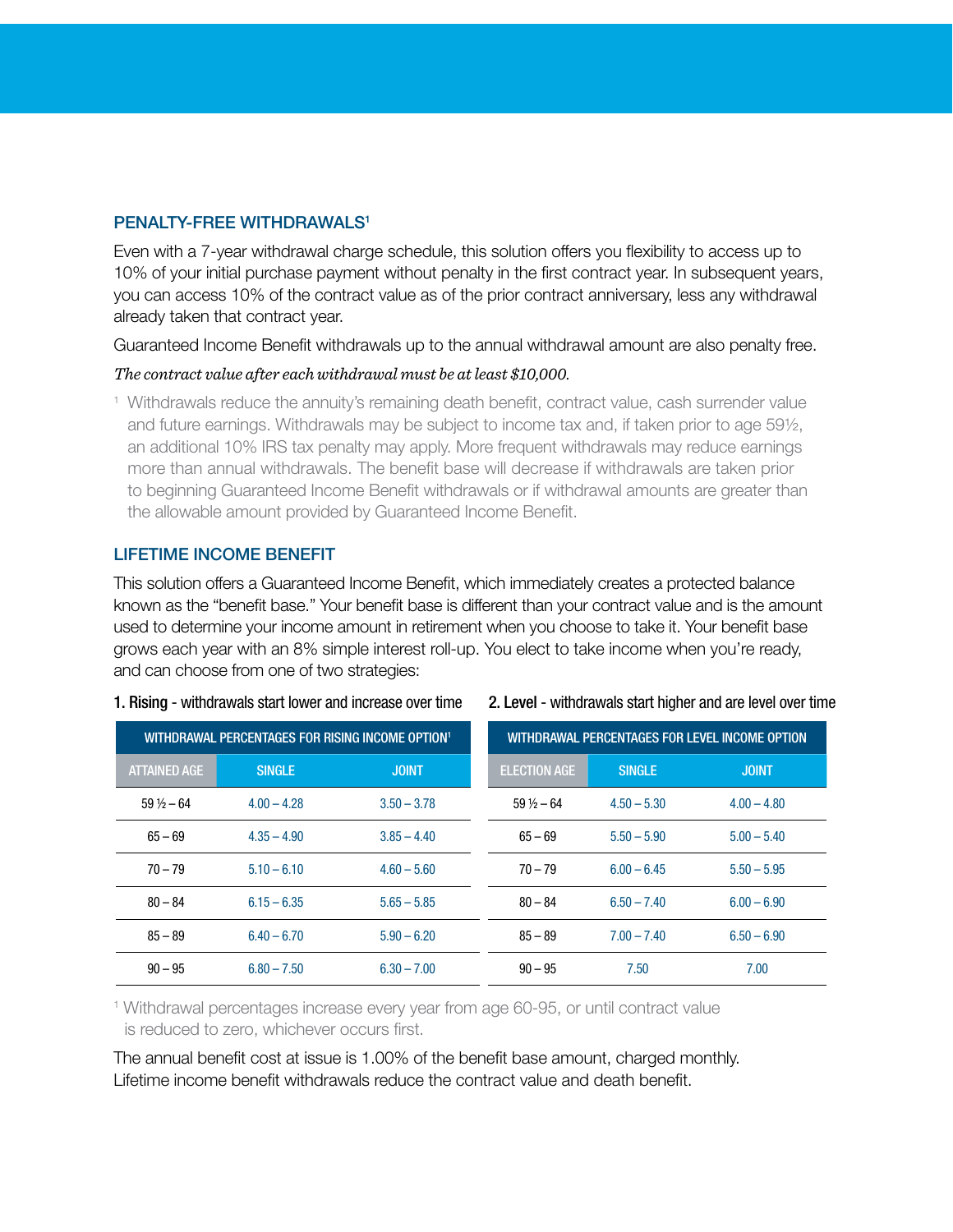## PENALTY-FREE WITHDRAWALS[1]

Even with a 7-year withdrawal charge schedule, this solution offers you flexibility to access up to 10% of your initial purchase payment without penalty in the first contract year. In subsequent years, you can access 10% of the contract value as of the prior contract anniversary, less any withdrawal already taken that contract year.

Guaranteed Income Benefit withdrawals up to the annual withdrawal amount are also penalty free.

*The contract value after each withdrawal must be at least $10,000.*

[1] Withdrawals reduce the annuity's remaining death benefit, contract value, cash surrender value and future earnings. Withdrawals may be subject to income tax and, if taken prior to age 59½, an additional 10% IRS tax penalty may apply. More frequent withdrawals may reduce earnings more than annual withdrawals. The benefit base will decrease if withdrawals are taken prior to beginning Guaranteed Income Benefit withdrawals or if withdrawal amounts are greater than the allowable amount provided by Guaranteed Income Benefit.

## LIFETIME INCOME BENEFIT

This solution offers a Guaranteed Income Benefit, which immediately creates a protected balance known as the "benefit base." Your benefit base is different than your contract value and is the amount used to determine your income amount in retirement when you choose to take it. Your benefit base grows each year with an 8% simple interest roll-up. You elect to take income when you're ready, and can choose from one of two strategies:

**1. Rising** - withdrawals start lower and increase over time

| WITHDRAWAL PERCENTAGES FOR RISING INCOME OPTION[1] | | |
|---|---|---|
| ATTAINED AGE | SINGLE | JOINT |
| 59 ½ – 64 | 4.00 – 4.28 | 3.50 – 3.78 |
| 65 – 69 | 4.35 – 4.90 | 3.85 – 4.40 |
| 70 – 79 | 5.10 – 6.10 | 4.60 – 5.60 |
| 80 – 84 | 6.15 – 6.35 | 5.65 – 5.85 |
| 85 – 89 | 6.40 – 6.70 | 5.90 – 6.20 |
| 90 – 95 | 6.80 – 7.50 | 6.30 – 7.00 |

**2. Level** - withdrawals start higher and are level over time

| WITHDRAWAL PERCENTAGES FOR LEVEL INCOME OPTION | | |
|---|---|---|
| ELECTION AGE | SINGLE | JOINT |
| 59 ½ – 64 | 4.50 – 5.30 | 4.00 – 4.80 |
| 65 – 69 | 5.50 – 5.90 | 5.00 – 5.40 |
| 70 – 79 | 6.00 – 6.45 | 5.50 – 5.95 |
| 80 – 84 | 6.50 – 7.40 | 6.00 – 6.90 |
| 85 – 89 | 7.00 – 7.40 | 6.50 – 6.90 |
| 90 – 95 | 7.50 | 7.00 |

[1] Withdrawal percentages increase every year from age 60-95, or until contract value is reduced to zero, whichever occurs first.

The annual benefit cost at issue is 1.00% of the benefit base amount, charged monthly. Lifetime income benefit withdrawals reduce the contract value and death benefit.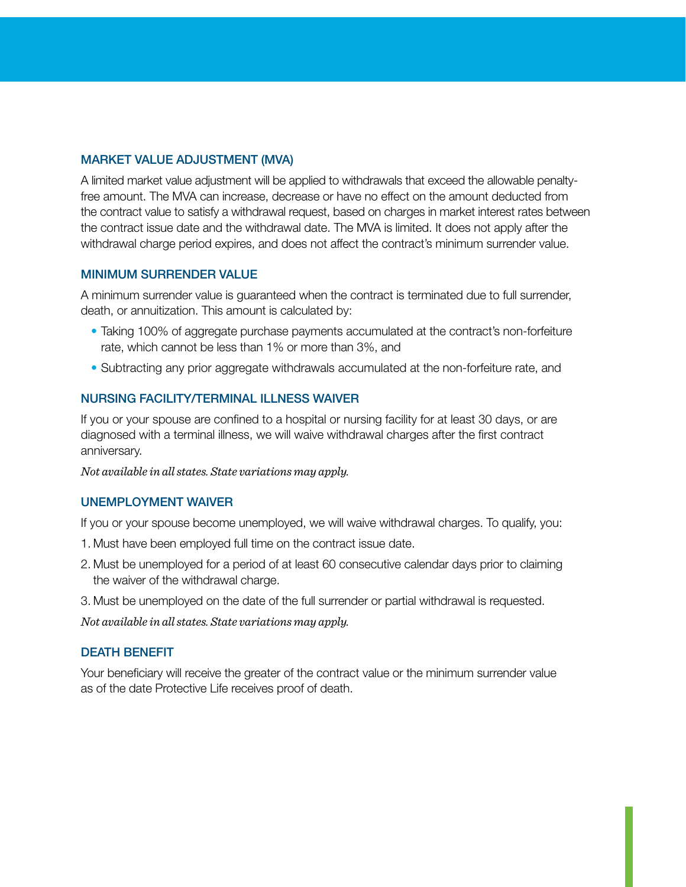## MARKET VALUE ADJUSTMENT (MVA)

A limited market value adjustment will be applied to withdrawals that exceed the allowable penalty-free amount. The MVA can increase, decrease or have no effect on the amount deducted from the contract value to satisfy a withdrawal request, based on charges in market interest rates between the contract issue date and the withdrawal date. The MVA is limited. It does not apply after the withdrawal charge period expires, and does not affect the contract's minimum surrender value.

## MINIMUM SURRENDER VALUE

A minimum surrender value is guaranteed when the contract is terminated due to full surrender, death, or annuitization. This amount is calculated by:

- Taking 100% of aggregate purchase payments accumulated at the contract's non-forfeiture rate, which cannot be less than 1% or more than 3%, and
- Subtracting any prior aggregate withdrawals accumulated at the non-forfeiture rate, and

## NURSING FACILITY/TERMINAL ILLNESS WAIVER

If you or your spouse are confined to a hospital or nursing facility for at least 30 days, or are diagnosed with a terminal illness, we will waive withdrawal charges after the first contract anniversary.

*Not available in all states. State variations may apply.*

## UNEMPLOYMENT WAIVER

If you or your spouse become unemployed, we will waive withdrawal charges. To qualify, you:

1. Must have been employed full time on the contract issue date.
2. Must be unemployed for a period of at least 60 consecutive calendar days prior to claiming the waiver of the withdrawal charge.
3. Must be unemployed on the date of the full surrender or partial withdrawal is requested.

*Not available in all states. State variations may apply.*

## DEATH BENEFIT

Your beneficiary will receive the greater of the contract value or the minimum surrender value as of the date Protective Life receives proof of death.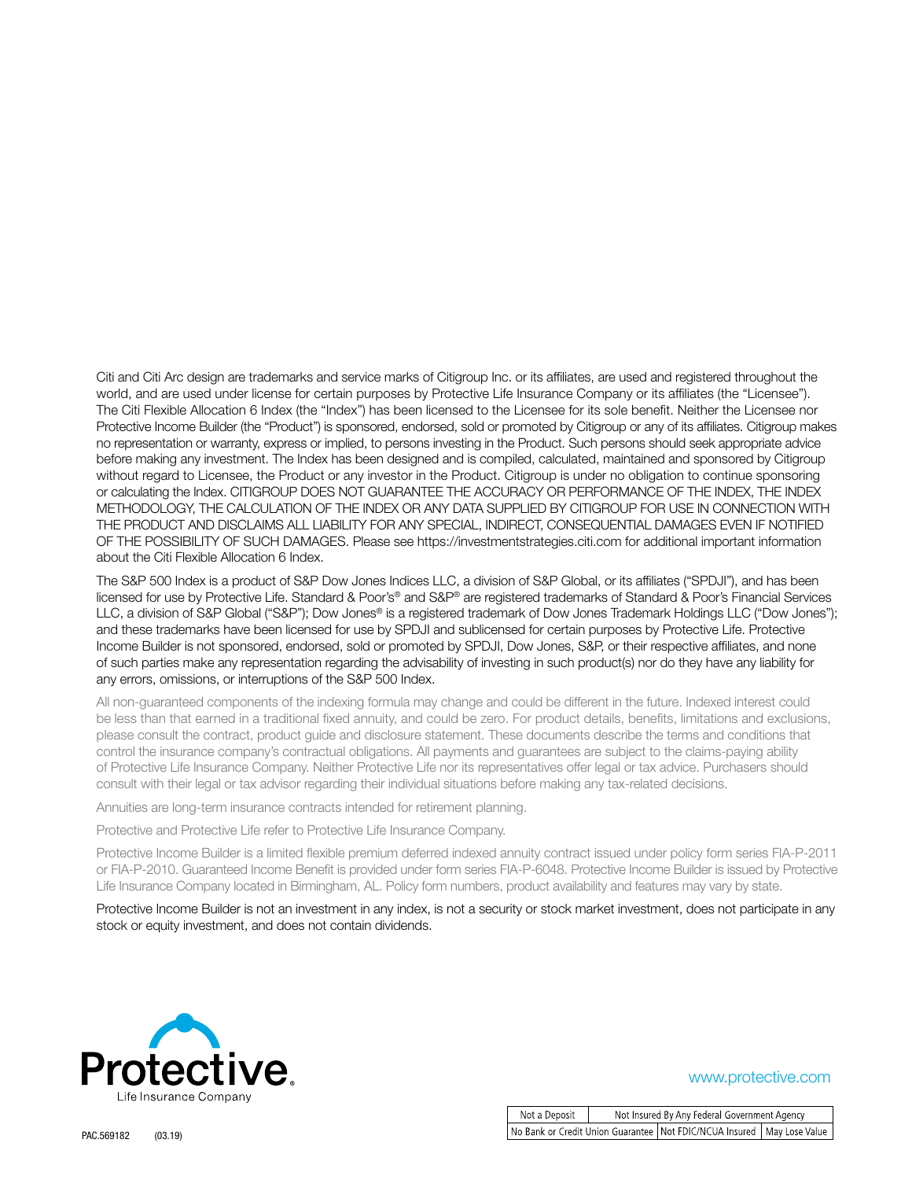Citi and Citi Arc design are trademarks and service marks of Citigroup Inc. or its affiliates, are used and registered throughout the world, and are used under license for certain purposes by Protective Life Insurance Company or its affiliates (the "Licensee"). The Citi Flexible Allocation 6 Index (the "Index") has been licensed to the Licensee for its sole benefit. Neither the Licensee nor Protective Income Builder (the "Product") is sponsored, endorsed, sold or promoted by Citigroup or any of its affiliates. Citigroup makes no representation or warranty, express or implied, to persons investing in the Product. Such persons should seek appropriate advice before making any investment. The Index has been designed and is compiled, calculated, maintained and sponsored by Citigroup without regard to Licensee, the Product or any investor in the Product. Citigroup is under no obligation to continue sponsoring or calculating the Index. CITIGROUP DOES NOT GUARANTEE THE ACCURACY OR PERFORMANCE OF THE INDEX, THE INDEX METHODOLOGY, THE CALCULATION OF THE INDEX OR ANY DATA SUPPLIED BY CITIGROUP FOR USE IN CONNECTION WITH THE PRODUCT AND DISCLAIMS ALL LIABILITY FOR ANY SPECIAL, INDIRECT, CONSEQUENTIAL DAMAGES EVEN IF NOTIFIED OF THE POSSIBILITY OF SUCH DAMAGES. Please see https://investmentstrategies.citi.com for additional important information about the Citi Flexible Allocation 6 Index.

The S&P 500 Index is a product of S&P Dow Jones Indices LLC, a division of S&P Global, or its affiliates ("SPDJI"), and has been licensed for use by Protective Life. Standard & Poor's® and S&P® are registered trademarks of Standard & Poor's Financial Services LLC, a division of S&P Global ("S&P"); Dow Jones® is a registered trademark of Dow Jones Trademark Holdings LLC ("Dow Jones"); and these trademarks have been licensed for use by SPDJI and sublicensed for certain purposes by Protective Life. Protective Income Builder is not sponsored, endorsed, sold or promoted by SPDJI, Dow Jones, S&P, or their respective affiliates, and none of such parties make any representation regarding the advisability of investing in such product(s) nor do they have any liability for any errors, omissions, or interruptions of the S&P 500 Index.

All non-guaranteed components of the indexing formula may change and could be different in the future. Indexed interest could be less than that earned in a traditional fixed annuity, and could be zero. For product details, benefits, limitations and exclusions, please consult the contract, product guide and disclosure statement. These documents describe the terms and conditions that control the insurance company's contractual obligations. All payments and guarantees are subject to the claims-paying ability of Protective Life Insurance Company. Neither Protective Life nor its representatives offer legal or tax advice. Purchasers should consult with their legal or tax advisor regarding their individual situations before making any tax-related decisions.

Annuities are long-term insurance contracts intended for retirement planning.

Protective and Protective Life refer to Protective Life Insurance Company.

Protective Income Builder is a limited flexible premium deferred indexed annuity contract issued under policy form series FIA-P-2011 or FIA-P-2010. Guaranteed Income Benefit is provided under form series FIA-P-6048. Protective Income Builder is issued by Protective Life Insurance Company located in Birmingham, AL. Policy form numbers, product availability and features may vary by state.

Protective Income Builder is not an investment in any index, is not a security or stock market investment, does not participate in any stock or equity investment, and does not contain dividends.

Protective. Life Insurance Company

www.protective.com

| | | |
|---|---|---|
| Not a Deposit | Not Insured By Any Federal Government Agency | |
| No Bank or Credit Union Guarantee | Not FDIC/NCUA Insured | May Lose Value |

PAC.569182 (03.19)